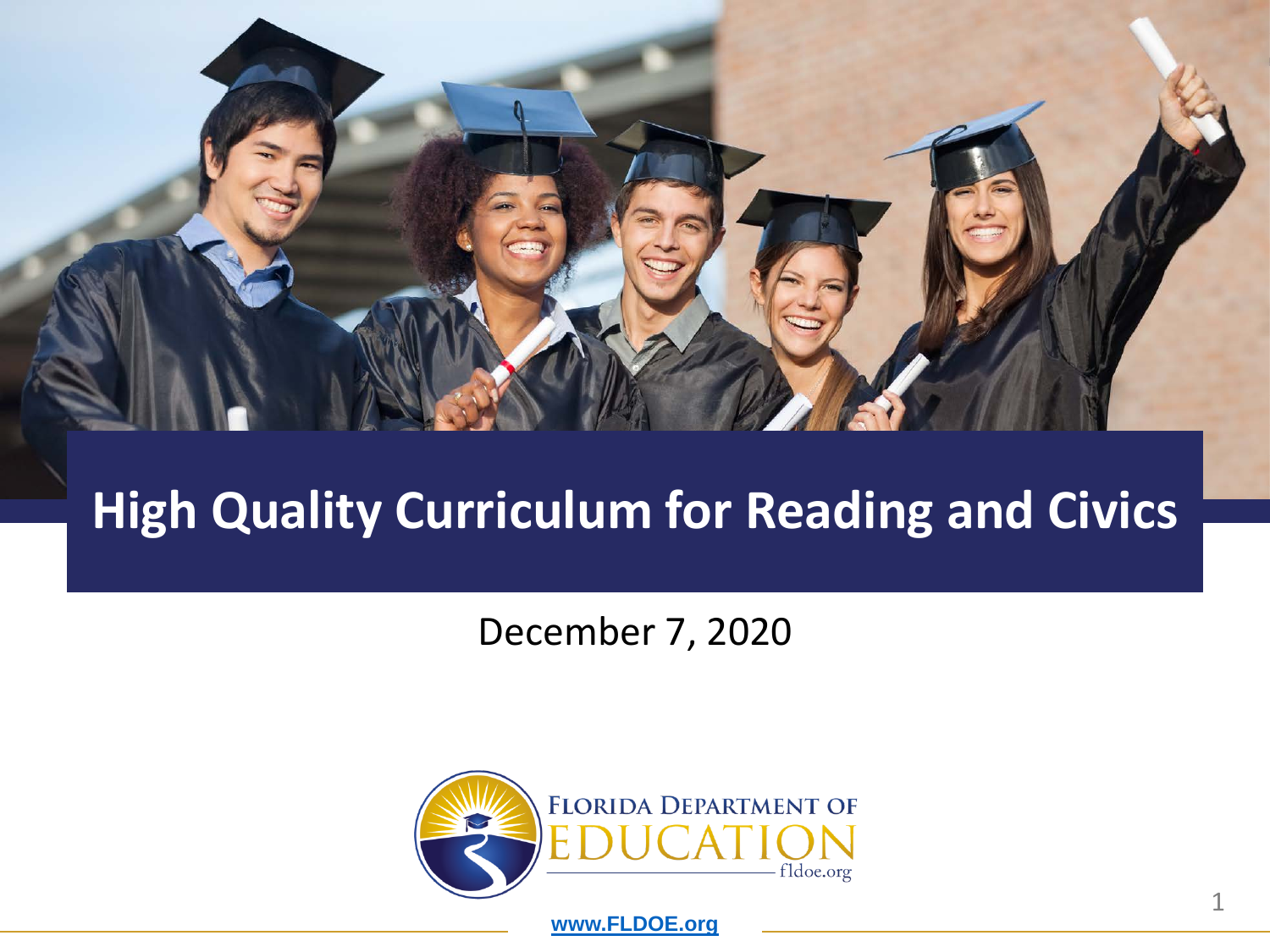# High Quality Curriculum for Reading and Civics

December 7, 2020

FLORIDA DEPARTMENT OF EDUCATION

fldoe.org

www.FLDOE.org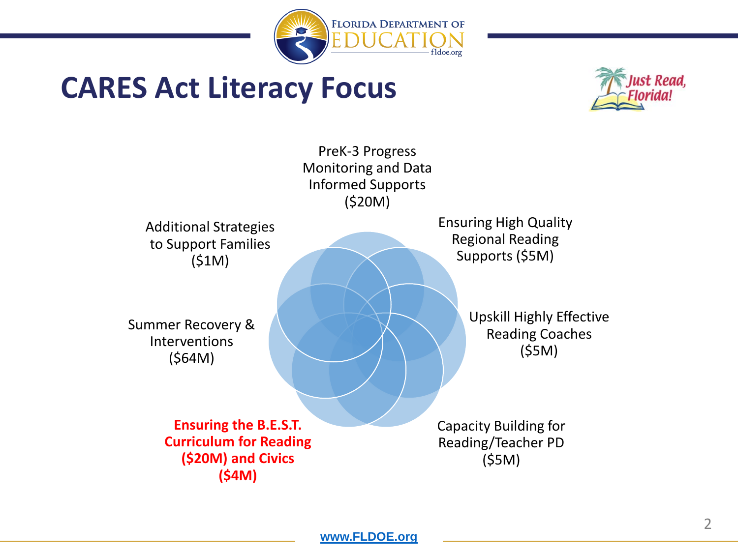# CARES Act Literacy Focus

- PreK-3 Progress Monitoring and Data Informed Supports ($20M)
- Ensuring High Quality Regional Reading Supports ($5M)
- Upskill Highly Effective Reading Coaches ($5M)
- Capacity Building for Reading/Teacher PD ($5M)
- **Ensuring the B.E.S.T. Curriculum for Reading ($20M) and Civics ($4M)**
- Summer Recovery & Interventions ($64M)
- Additional Strategies to Support Families ($1M)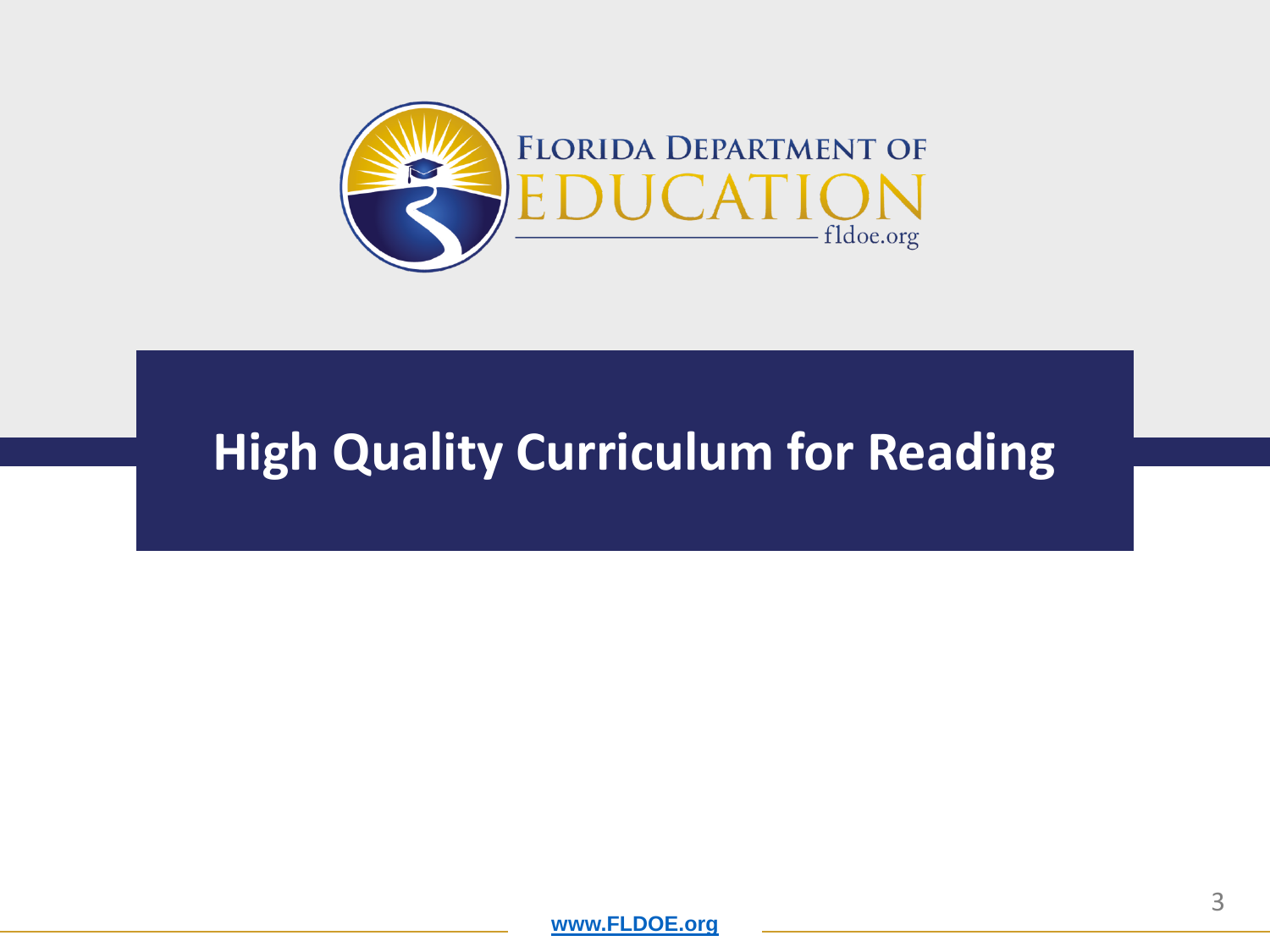# High Quality Curriculum for Reading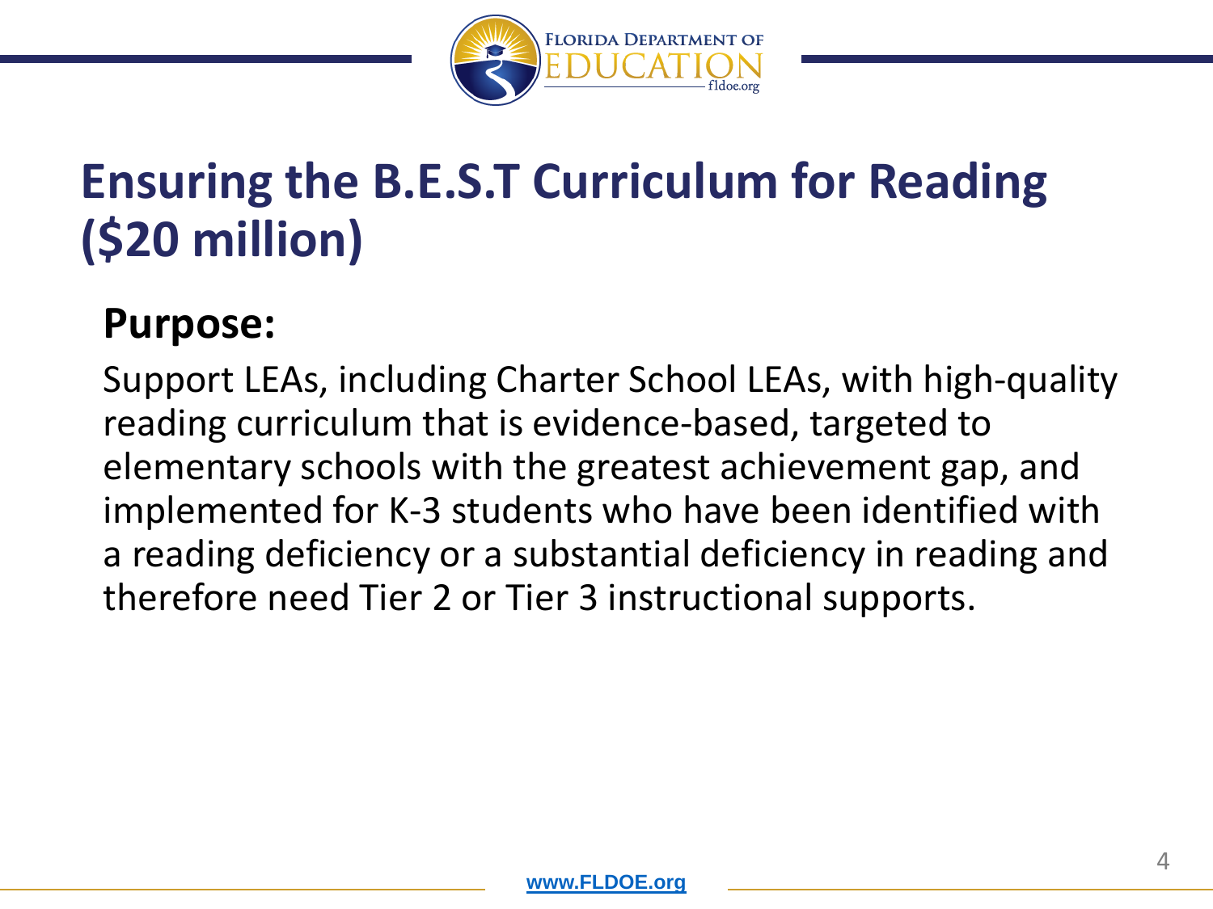# Ensuring the B.E.S.T Curriculum for Reading ($20 million)

## Purpose:

Support LEAs, including Charter School LEAs, with high-quality reading curriculum that is evidence-based, targeted to elementary schools with the greatest achievement gap, and implemented for K-3 students who have been identified with a reading deficiency or a substantial deficiency in reading and therefore need Tier 2 or Tier 3 instructional supports.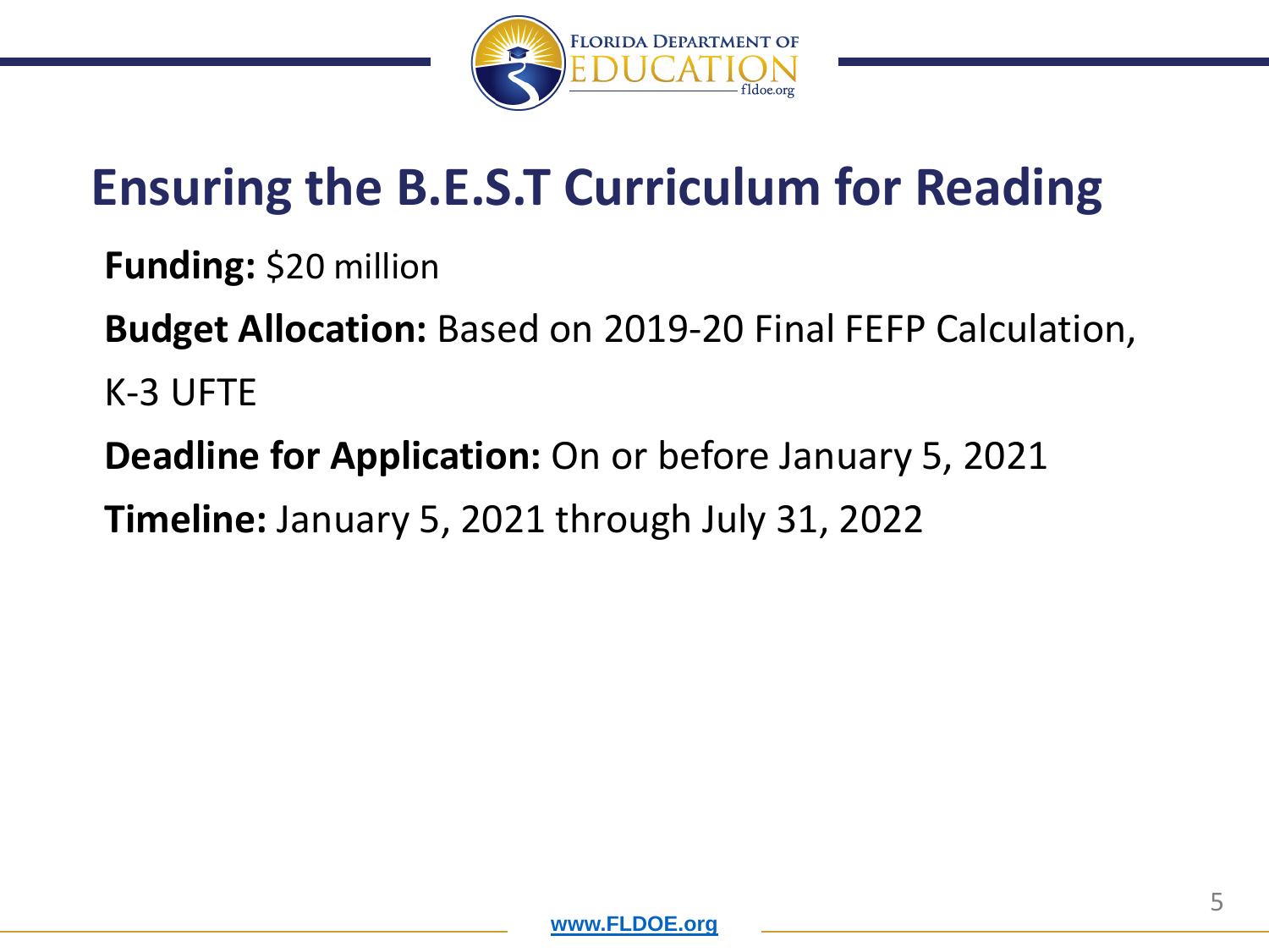# Ensuring the B.E.S.T Curriculum for Reading

**Funding:** $20 million

**Budget Allocation:** Based on 2019-20 Final FEFP Calculation, K-3 UFTE

**Deadline for Application:** On or before January 5, 2021

**Timeline:** January 5, 2021 through July 31, 2022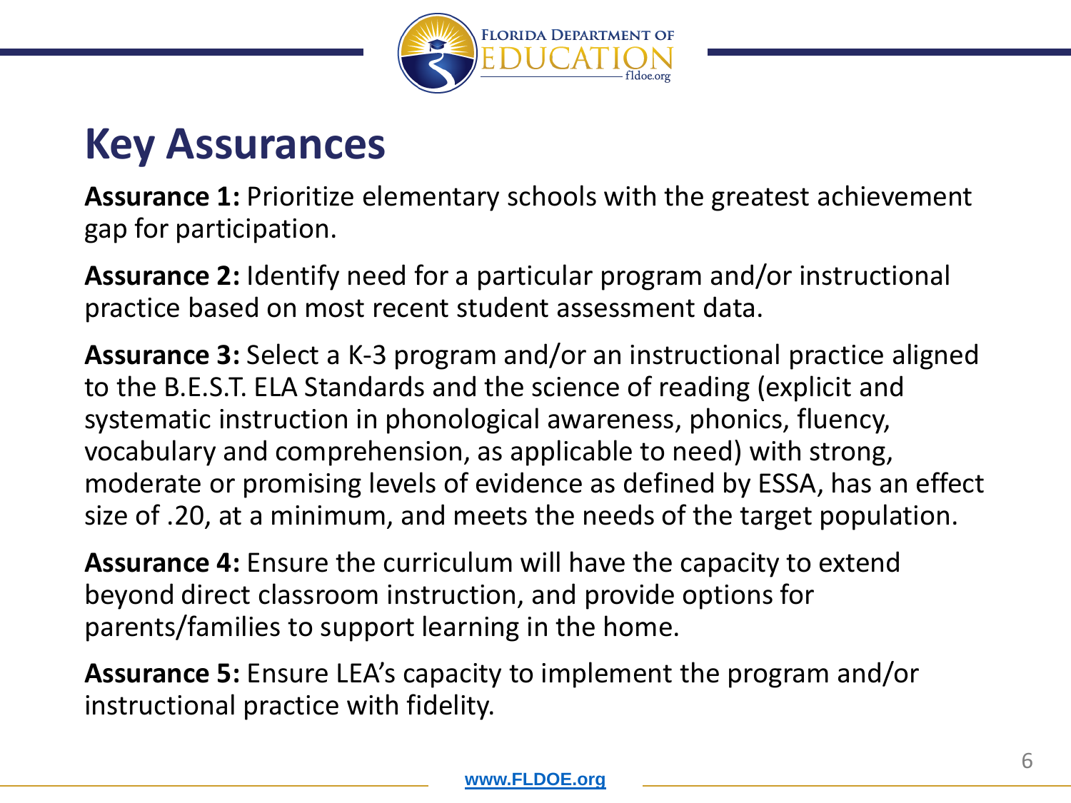# Key Assurances

**Assurance 1:** Prioritize elementary schools with the greatest achievement gap for participation.

**Assurance 2:** Identify need for a particular program and/or instructional practice based on most recent student assessment data.

**Assurance 3:** Select a K-3 program and/or an instructional practice aligned to the B.E.S.T. ELA Standards and the science of reading (explicit and systematic instruction in phonological awareness, phonics, fluency, vocabulary and comprehension, as applicable to need) with strong, moderate or promising levels of evidence as defined by ESSA, has an effect size of .20, at a minimum, and meets the needs of the target population.

**Assurance 4:** Ensure the curriculum will have the capacity to extend beyond direct classroom instruction, and provide options for parents/families to support learning in the home.

**Assurance 5:** Ensure LEA's capacity to implement the program and/or instructional practice with fidelity.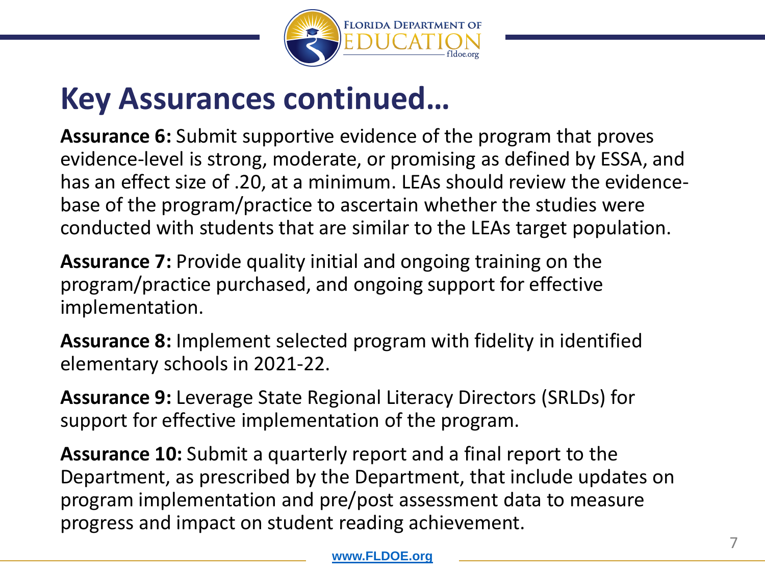# Key Assurances continued…

**Assurance 6:** Submit supportive evidence of the program that proves evidence-level is strong, moderate, or promising as defined by ESSA, and has an effect size of .20, at a minimum. LEAs should review the evidence-base of the program/practice to ascertain whether the studies were conducted with students that are similar to the LEAs target population.

**Assurance 7:** Provide quality initial and ongoing training on the program/practice purchased, and ongoing support for effective implementation.

**Assurance 8:** Implement selected program with fidelity in identified elementary schools in 2021-22.

**Assurance 9:** Leverage State Regional Literacy Directors (SRLDs) for support for effective implementation of the program.

**Assurance 10:** Submit a quarterly report and a final report to the Department, as prescribed by the Department, that include updates on program implementation and pre/post assessment data to measure progress and impact on student reading achievement.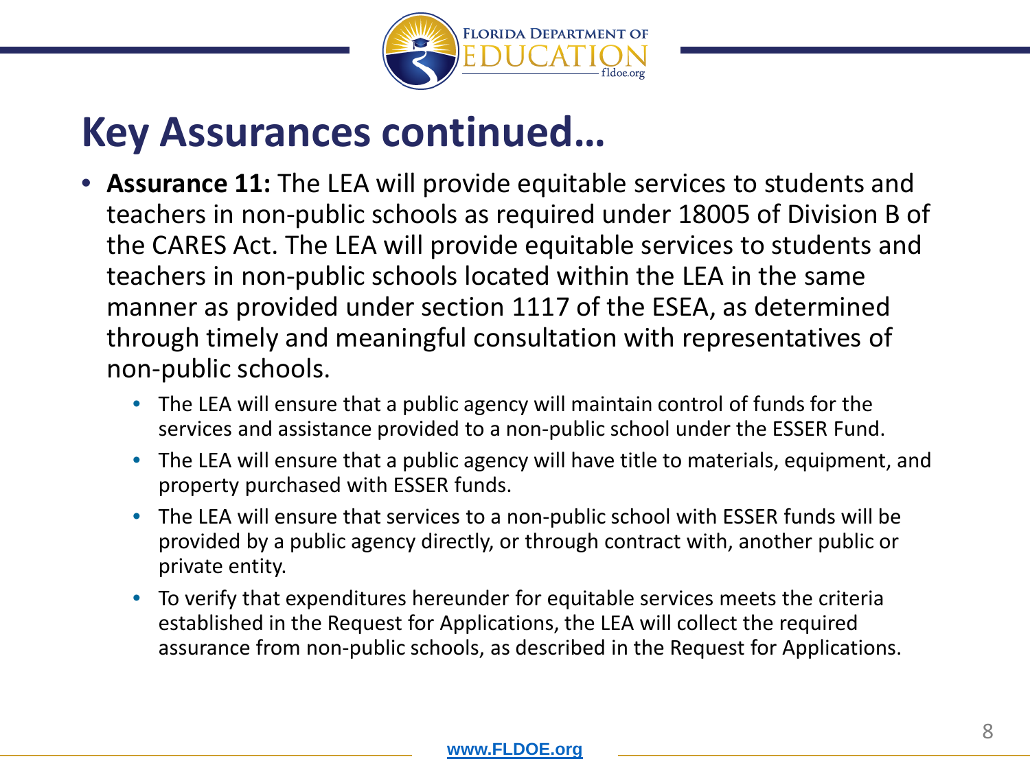# Key Assurances continued…

- **Assurance 11:** The LEA will provide equitable services to students and teachers in non-public schools as required under 18005 of Division B of the CARES Act. The LEA will provide equitable services to students and teachers in non-public schools located within the LEA in the same manner as provided under section 1117 of the ESEA, as determined through timely and meaningful consultation with representatives of non-public schools.
  - The LEA will ensure that a public agency will maintain control of funds for the services and assistance provided to a non-public school under the ESSER Fund.
  - The LEA will ensure that a public agency will have title to materials, equipment, and property purchased with ESSER funds.
  - The LEA will ensure that services to a non-public school with ESSER funds will be provided by a public agency directly, or through contract with, another public or private entity.
  - To verify that expenditures hereunder for equitable services meets the criteria established in the Request for Applications, the LEA will collect the required assurance from non-public schools, as described in the Request for Applications.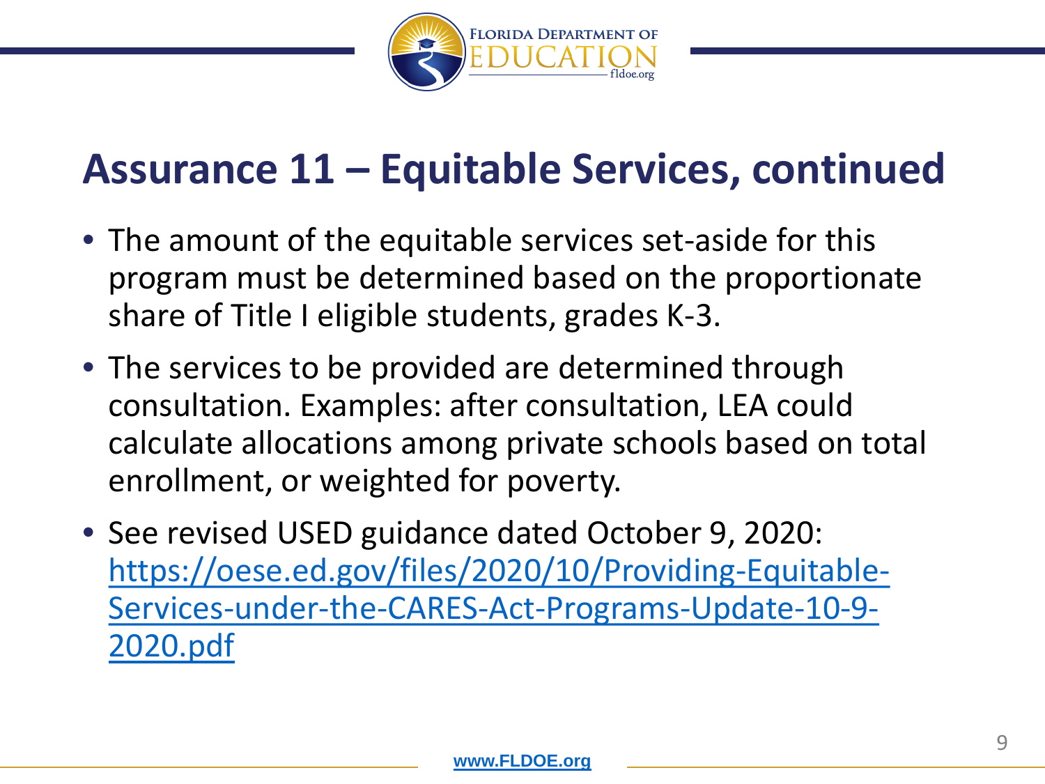# Assurance 11 – Equitable Services, continued

- The amount of the equitable services set-aside for this program must be determined based on the proportionate share of Title I eligible students, grades K-3.
- The services to be provided are determined through consultation. Examples: after consultation, LEA could calculate allocations among private schools based on total enrollment, or weighted for poverty.
- See revised USED guidance dated October 9, 2020: [https://oese.ed.gov/files/2020/10/Providing-Equitable-Services-under-the-CARES-Act-Programs-Update-10-9-2020.pdf](https://oese.ed.gov/files/2020/10/Providing-Equitable-Services-under-the-CARES-Act-Programs-Update-10-9-2020.pdf)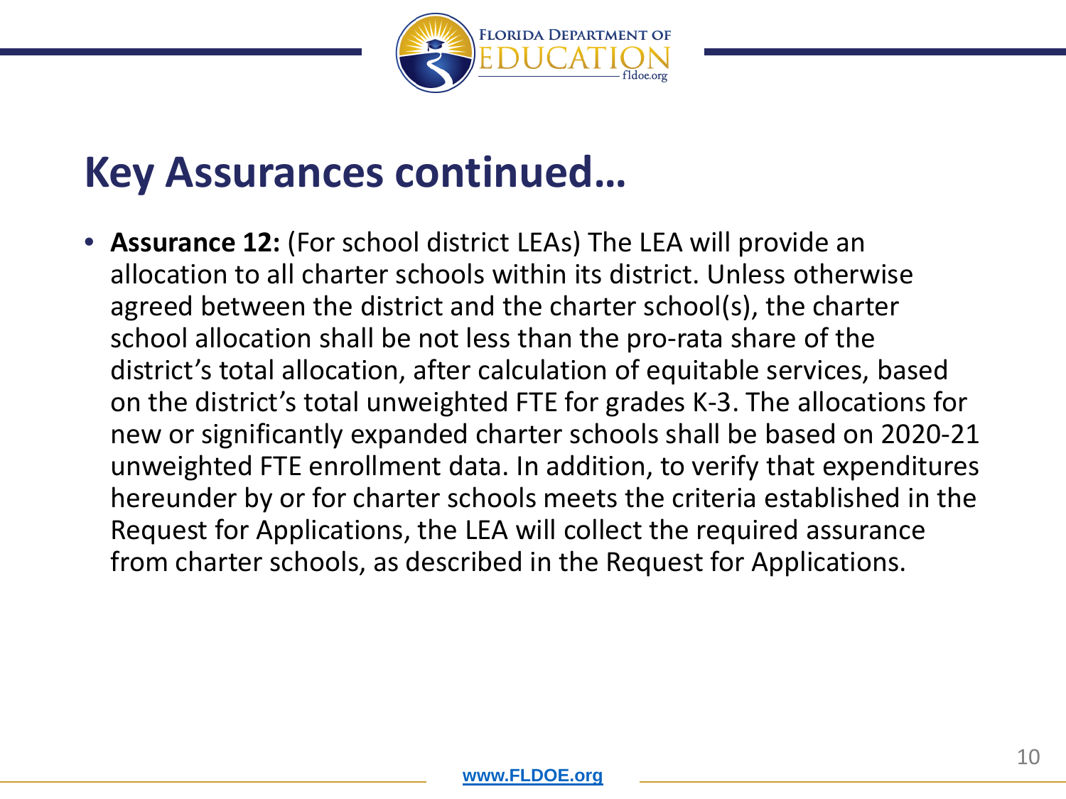# Key Assurances continued…

- **Assurance 12:** (For school district LEAs) The LEA will provide an allocation to all charter schools within its district. Unless otherwise agreed between the district and the charter school(s), the charter school allocation shall be not less than the pro-rata share of the district's total allocation, after calculation of equitable services, based on the district's total unweighted FTE for grades K-3. The allocations for new or significantly expanded charter schools shall be based on 2020-21 unweighted FTE enrollment data. In addition, to verify that expenditures hereunder by or for charter schools meets the criteria established in the Request for Applications, the LEA will collect the required assurance from charter schools, as described in the Request for Applications.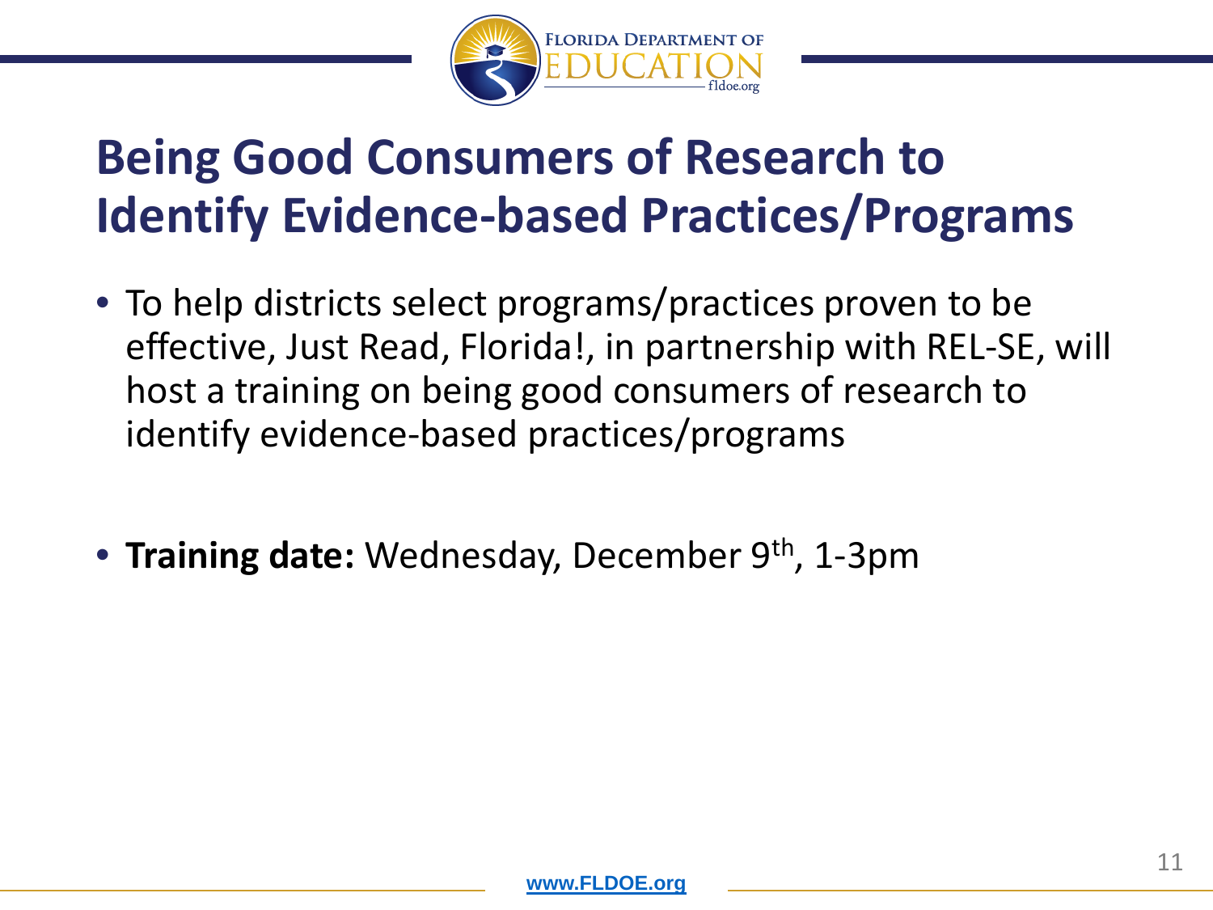# Being Good Consumers of Research to Identify Evidence-based Practices/Programs

- To help districts select programs/practices proven to be effective, Just Read, Florida!, in partnership with REL-SE, will host a training on being good consumers of research to identify evidence-based practices/programs

- **Training date:** Wednesday, December 9th, 1-3pm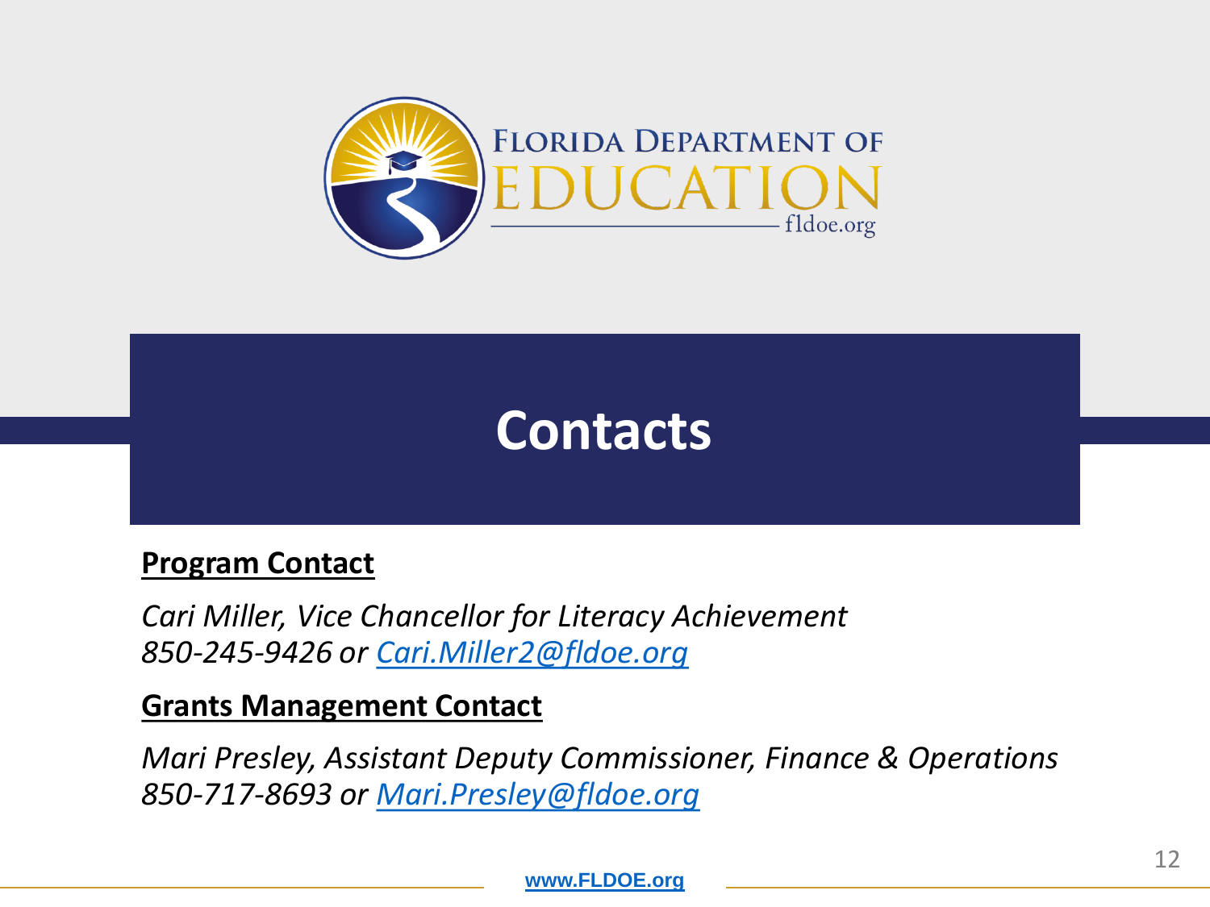# Contacts

**Program Contact**

*Cari Miller, Vice Chancellor for Literacy Achievement*
*850-245-9426 or [Cari.Miller2@fldoe.org](mailto:Cari.Miller2@fldoe.org)*

**Grants Management Contact**

*Mari Presley, Assistant Deputy Commissioner, Finance & Operations*
*850-717-8693 or [Mari.Presley@fldoe.org](mailto:Mari.Presley@fldoe.org)*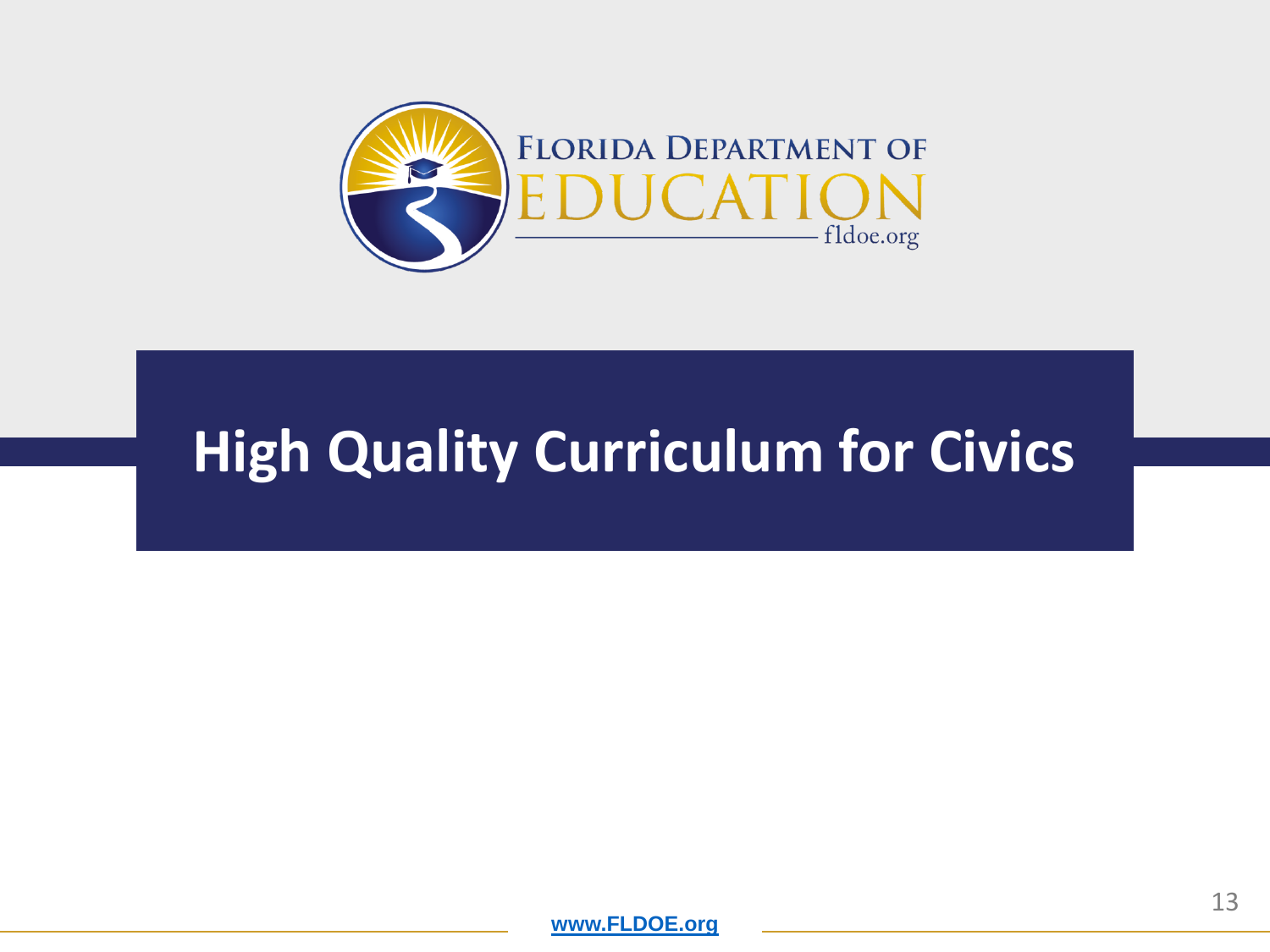# High Quality Curriculum for Civics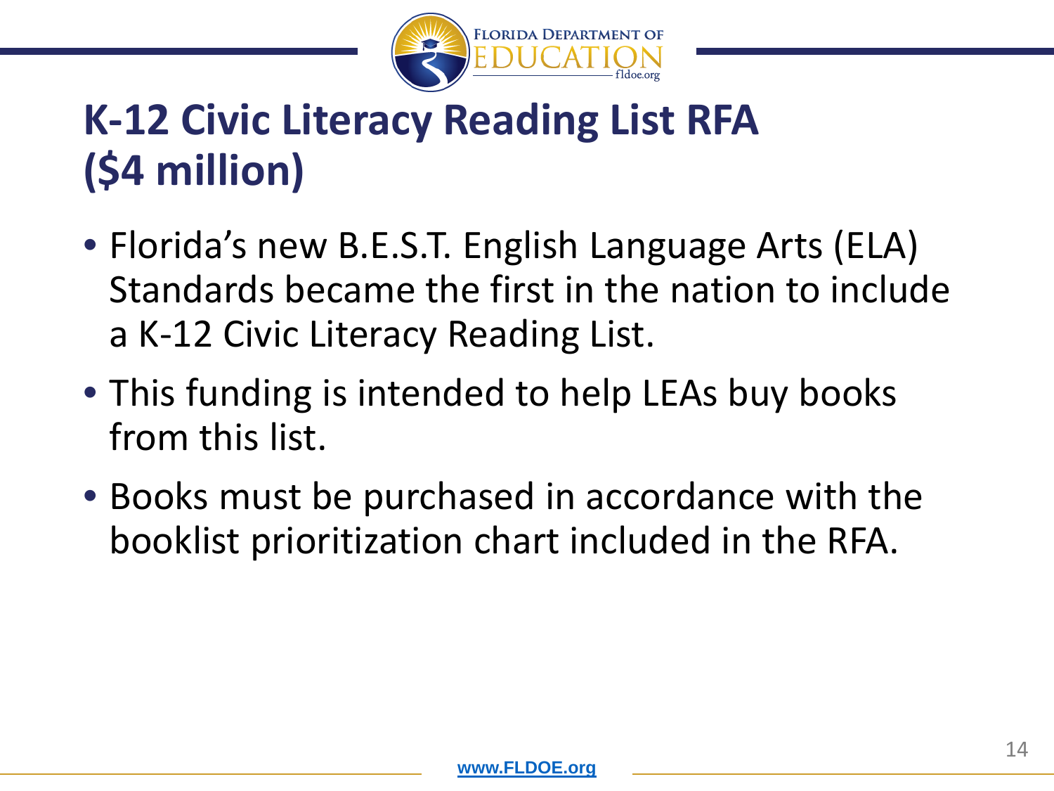# K-12 Civic Literacy Reading List RFA ($4 million)

- Florida's new B.E.S.T. English Language Arts (ELA) Standards became the first in the nation to include a K-12 Civic Literacy Reading List.
- This funding is intended to help LEAs buy books from this list.
- Books must be purchased in accordance with the booklist prioritization chart included in the RFA.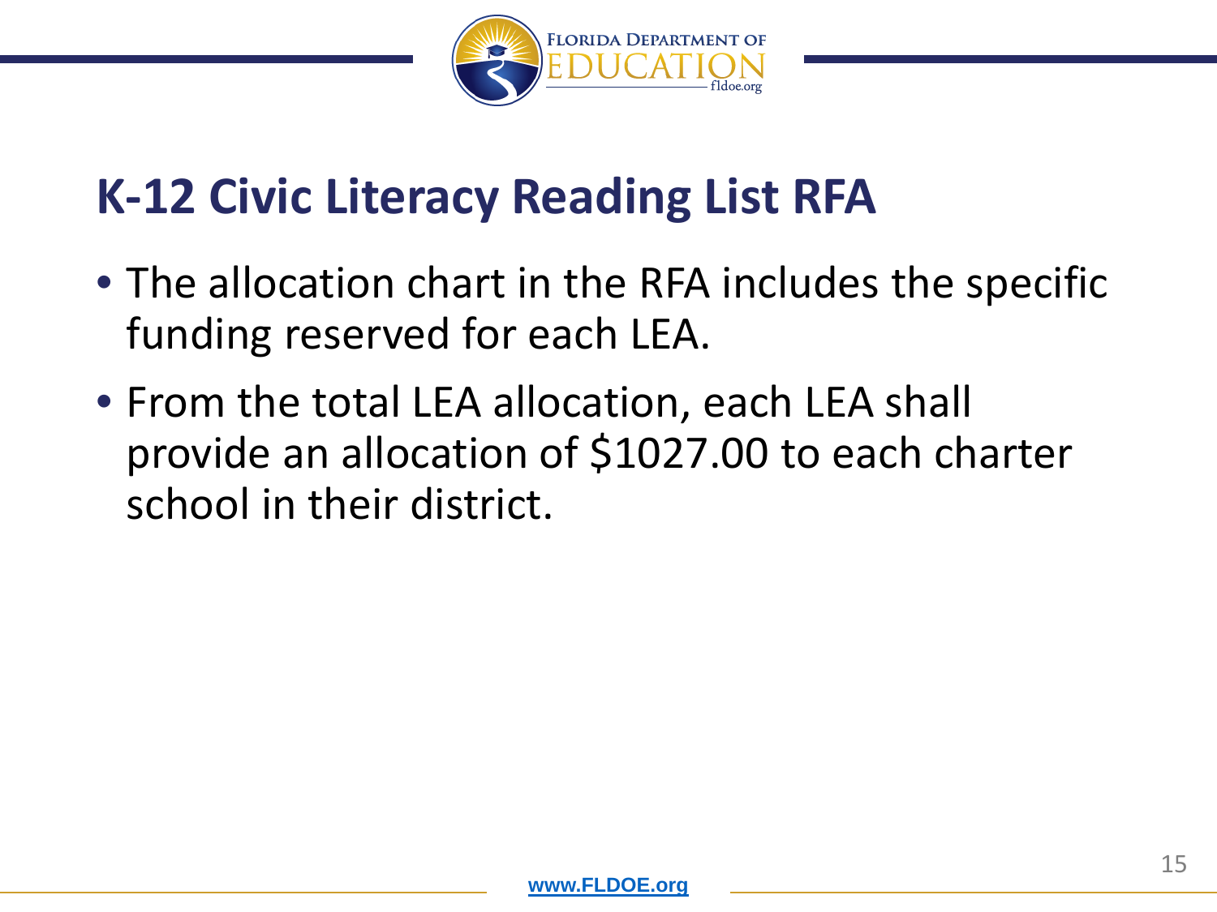## K-12 Civic Literacy Reading List RFA

- The allocation chart in the RFA includes the specific funding reserved for each LEA.
- From the total LEA allocation, each LEA shall provide an allocation of $1027.00 to each charter school in their district.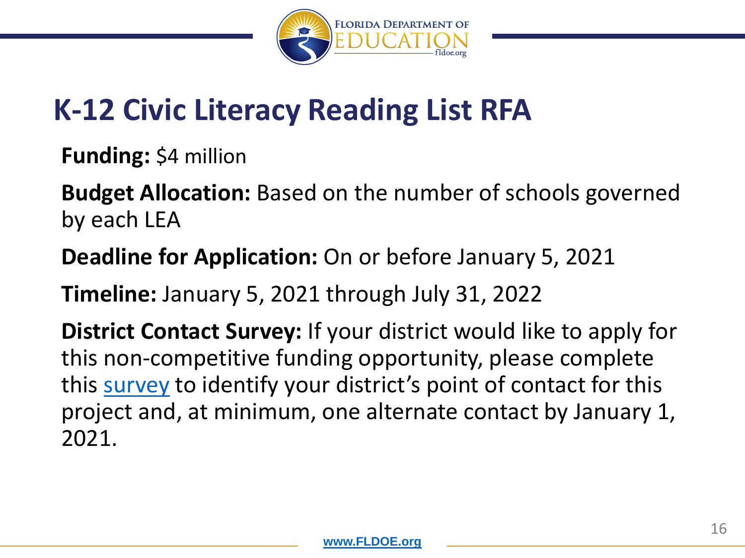# K-12 Civic Literacy Reading List RFA

**Funding:** $4 million

**Budget Allocation:** Based on the number of schools governed by each LEA

**Deadline for Application:** On or before January 5, 2021

**Timeline:** January 5, 2021 through July 31, 2022

**District Contact Survey:** If your district would like to apply for this non-competitive funding opportunity, please complete this survey to identify your district's point of contact for this project and, at minimum, one alternate contact by January 1, 2021.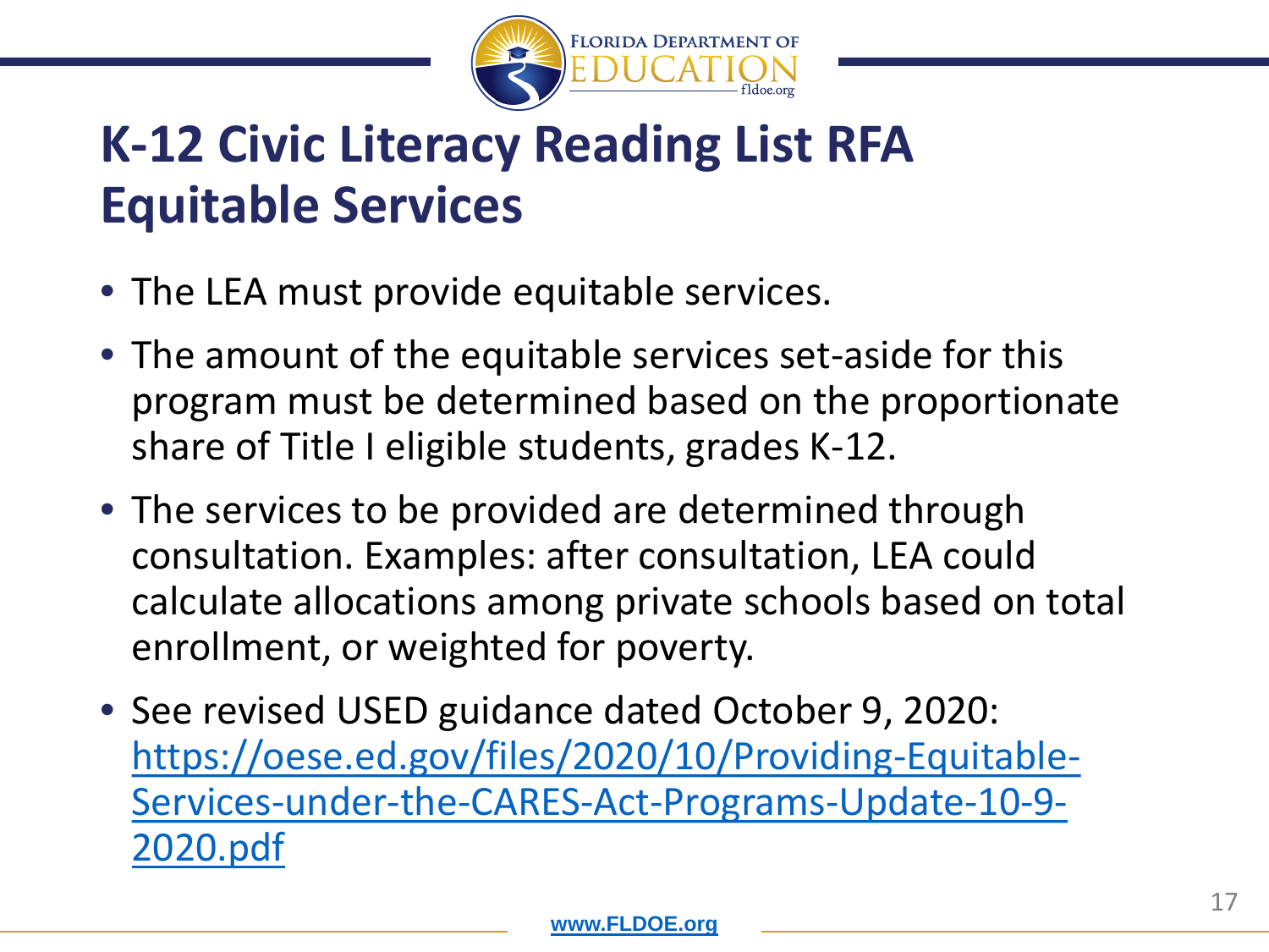# K-12 Civic Literacy Reading List RFA Equitable Services

- The LEA must provide equitable services.
- The amount of the equitable services set-aside for this program must be determined based on the proportionate share of Title I eligible students, grades K-12.
- The services to be provided are determined through consultation. Examples: after consultation, LEA could calculate allocations among private schools based on total enrollment, or weighted for poverty.
- See revised USED guidance dated October 9, 2020: [https://oese.ed.gov/files/2020/10/Providing-Equitable-Services-under-the-CARES-Act-Programs-Update-10-9-2020.pdf](https://oese.ed.gov/files/2020/10/Providing-Equitable-Services-under-the-CARES-Act-Programs-Update-10-9-2020.pdf)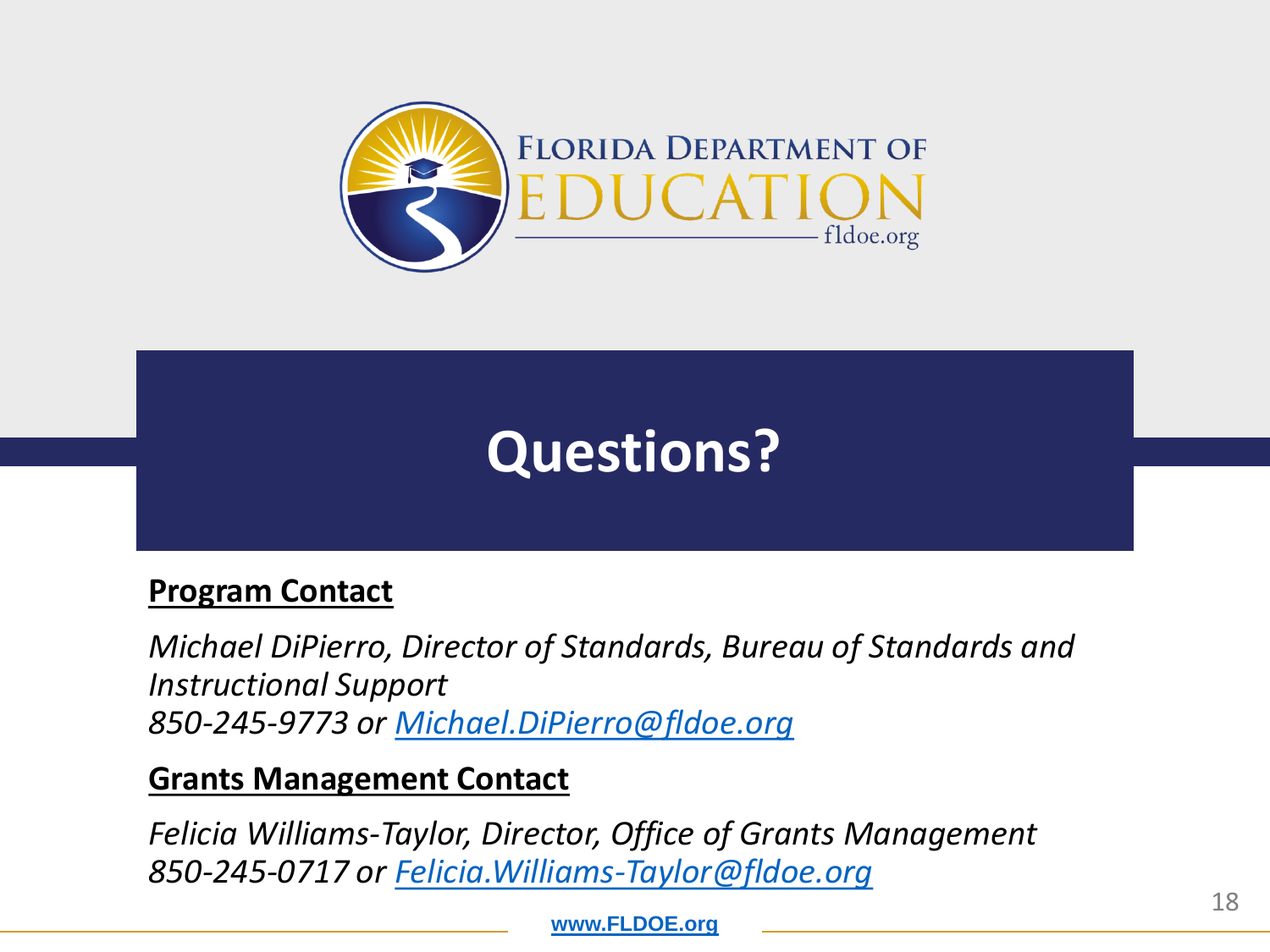# Questions?

**Program Contact**

*Michael DiPierro, Director of Standards, Bureau of Standards and Instructional Support*
*850-245-9773 or [Michael.DiPierro@fldoe.org](mailto:Michael.DiPierro@fldoe.org)*

**Grants Management Contact**

*Felicia Williams-Taylor, Director, Office of Grants Management*
*850-245-0717 or [Felicia.Williams-Taylor@fldoe.org](mailto:Felicia.Williams-Taylor@fldoe.org)*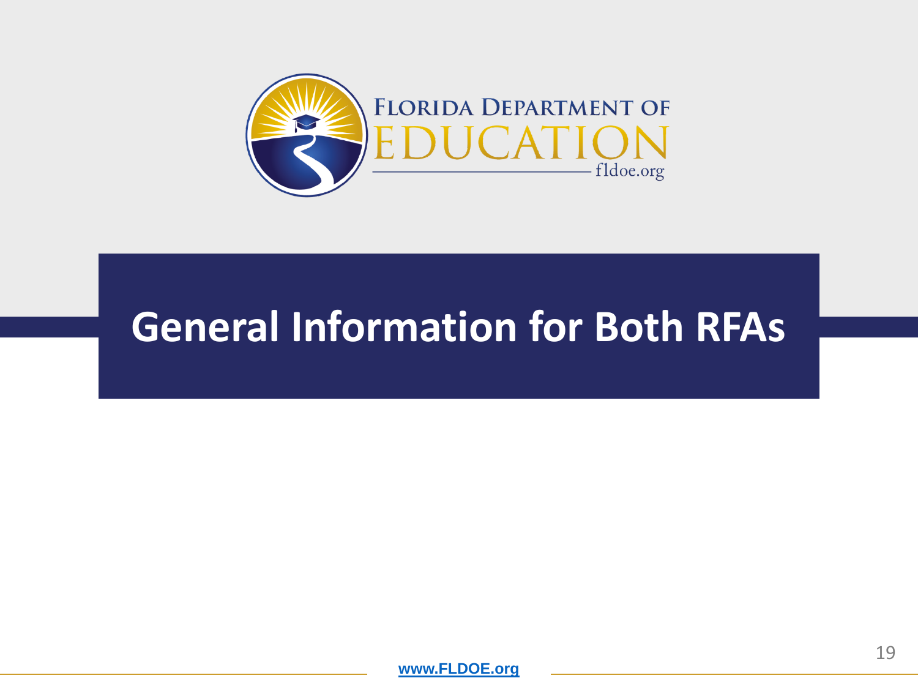# General Information for Both RFAs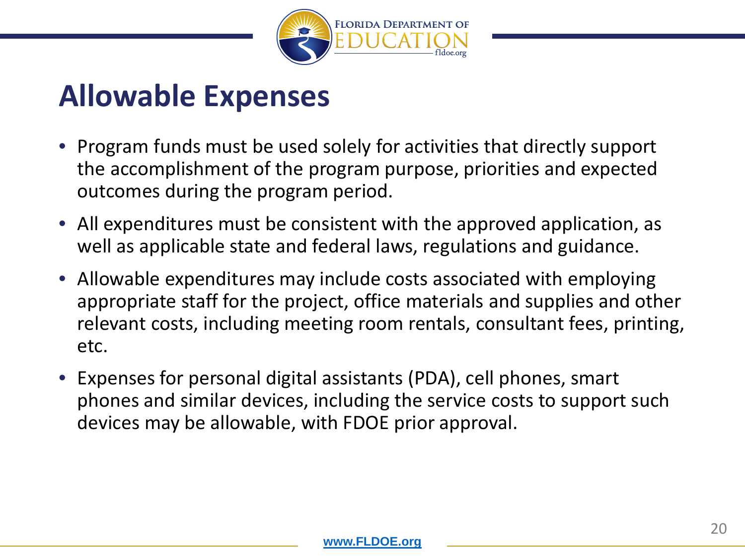# Allowable Expenses

- Program funds must be used solely for activities that directly support the accomplishment of the program purpose, priorities and expected outcomes during the program period.
- All expenditures must be consistent with the approved application, as well as applicable state and federal laws, regulations and guidance.
- Allowable expenditures may include costs associated with employing appropriate staff for the project, office materials and supplies and other relevant costs, including meeting room rentals, consultant fees, printing, etc.
- Expenses for personal digital assistants (PDA), cell phones, smart phones and similar devices, including the service costs to support such devices may be allowable, with FDOE prior approval.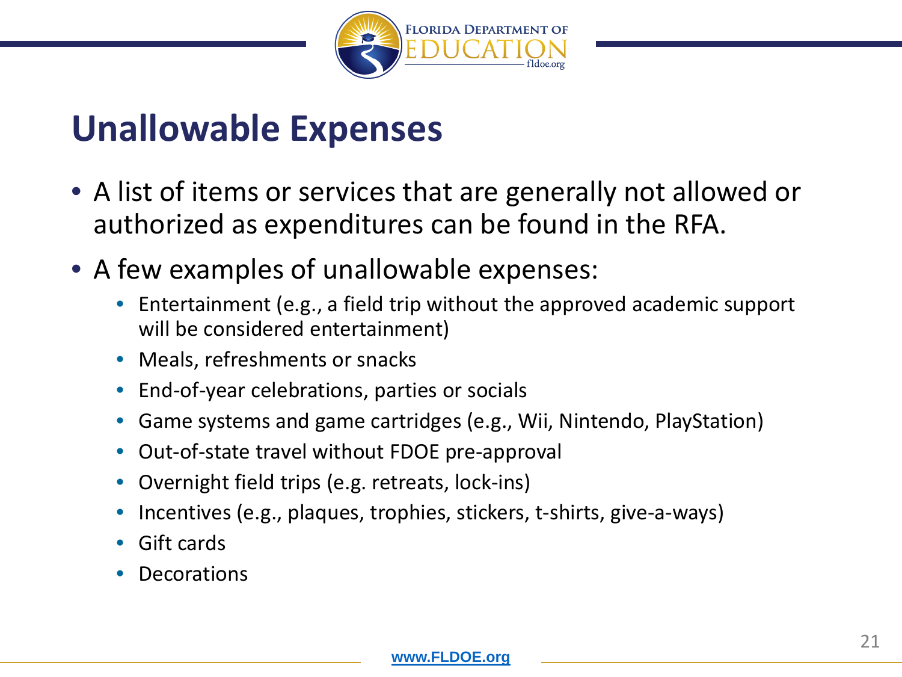# Unallowable Expenses

- A list of items or services that are generally not allowed or authorized as expenditures can be found in the RFA.
- A few examples of unallowable expenses:
  - Entertainment (e.g., a field trip without the approved academic support will be considered entertainment)
  - Meals, refreshments or snacks
  - End-of-year celebrations, parties or socials
  - Game systems and game cartridges (e.g., Wii, Nintendo, PlayStation)
  - Out-of-state travel without FDOE pre-approval
  - Overnight field trips (e.g. retreats, lock-ins)
  - Incentives (e.g., plaques, trophies, stickers, t-shirts, give-a-ways)
  - Gift cards
  - Decorations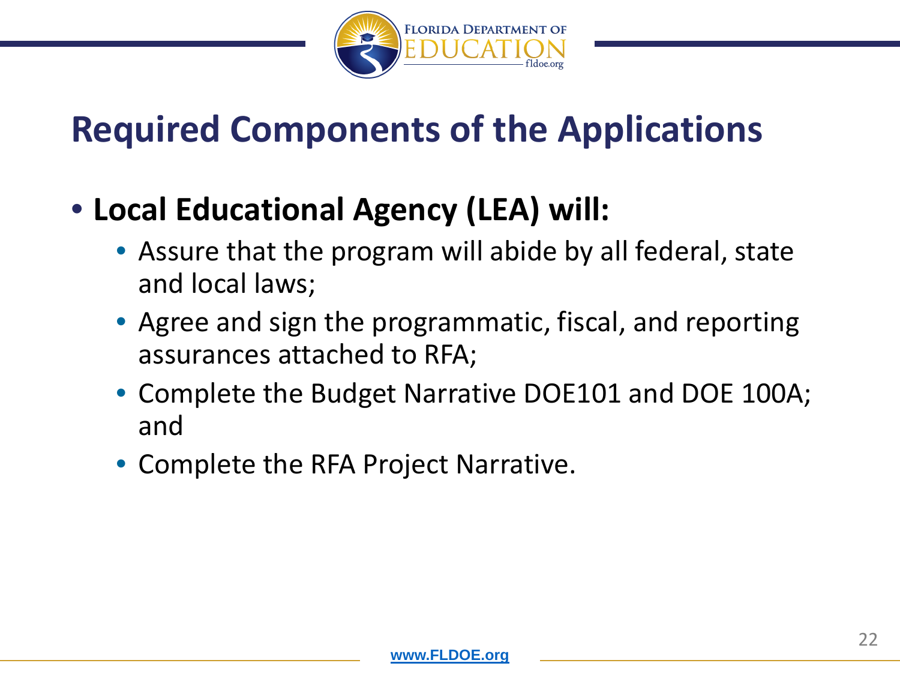# Required Components of the Applications

- **Local Educational Agency (LEA) will:**
  - Assure that the program will abide by all federal, state and local laws;
  - Agree and sign the programmatic, fiscal, and reporting assurances attached to RFA;
  - Complete the Budget Narrative DOE101 and DOE 100A; and
  - Complete the RFA Project Narrative.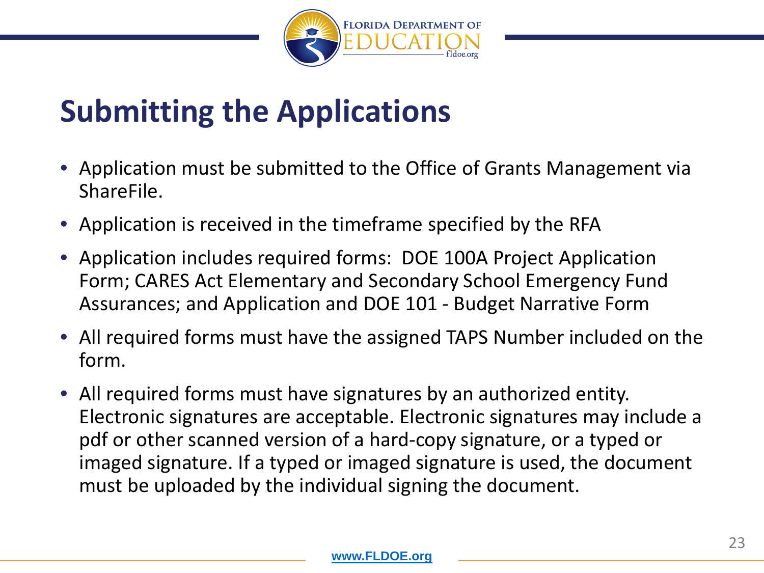# Submitting the Applications

- Application must be submitted to the Office of Grants Management via ShareFile.
- Application is received in the timeframe specified by the RFA
- Application includes required forms: DOE 100A Project Application Form; CARES Act Elementary and Secondary School Emergency Fund Assurances; and Application and DOE 101 - Budget Narrative Form
- All required forms must have the assigned TAPS Number included on the form.
- All required forms must have signatures by an authorized entity. Electronic signatures are acceptable. Electronic signatures may include a pdf or other scanned version of a hard-copy signature, or a typed or imaged signature. If a typed or imaged signature is used, the document must be uploaded by the individual signing the document.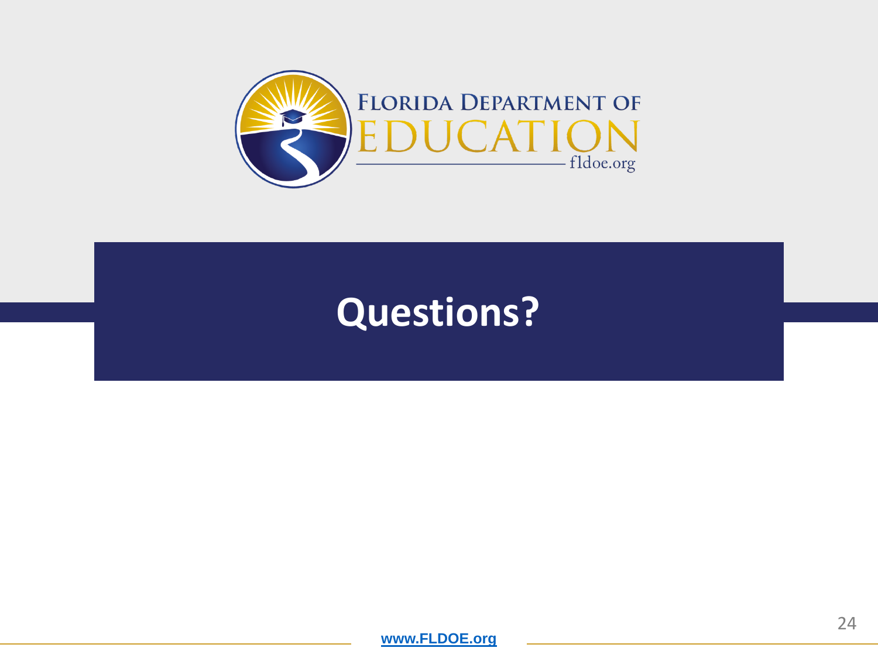FLORIDA DEPARTMENT OF EDUCATION

fldoe.org

# Questions?

www.FLDOE.org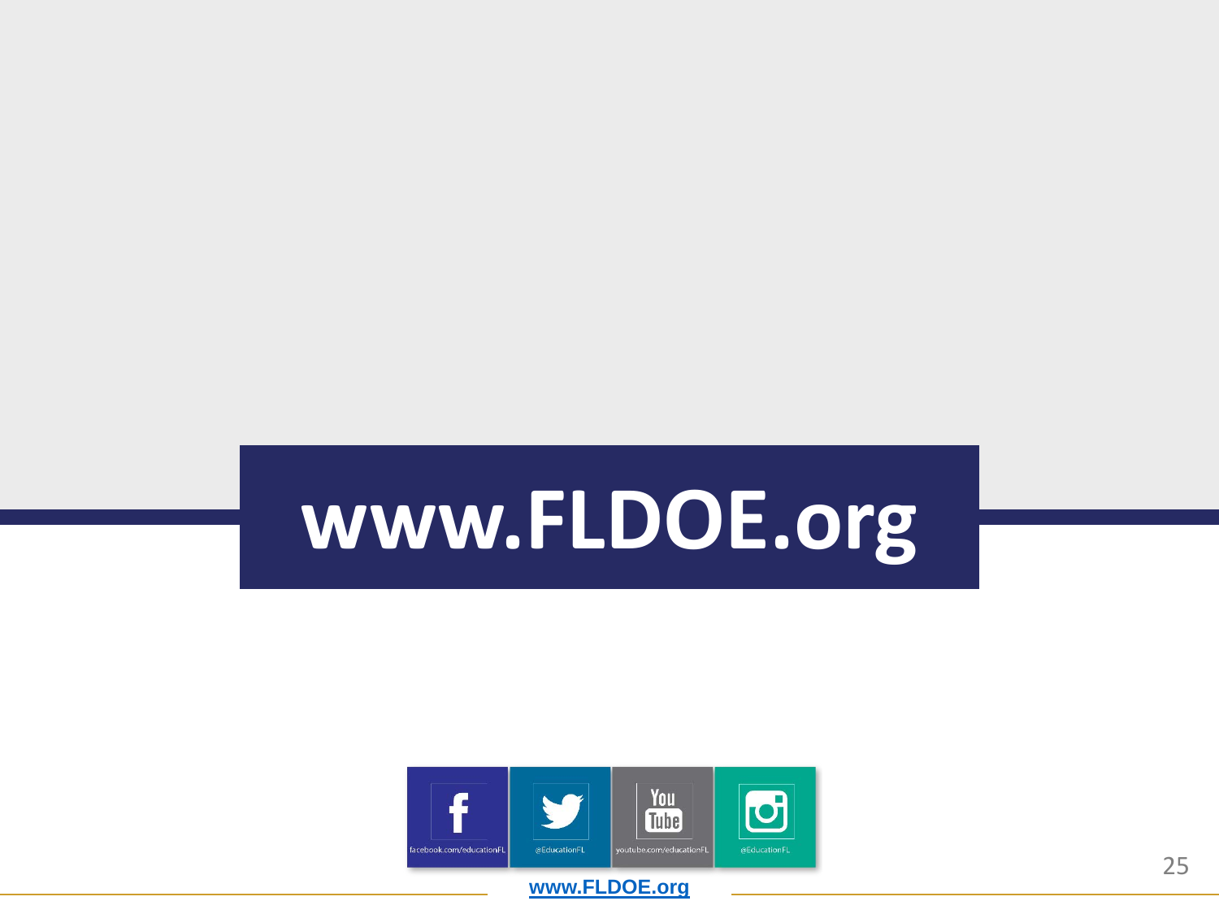# www.FLDOE.org

facebook.com/educationFL

@EducationFL

youtube.com/educationFL

@EducationFL

www.FLDOE.org